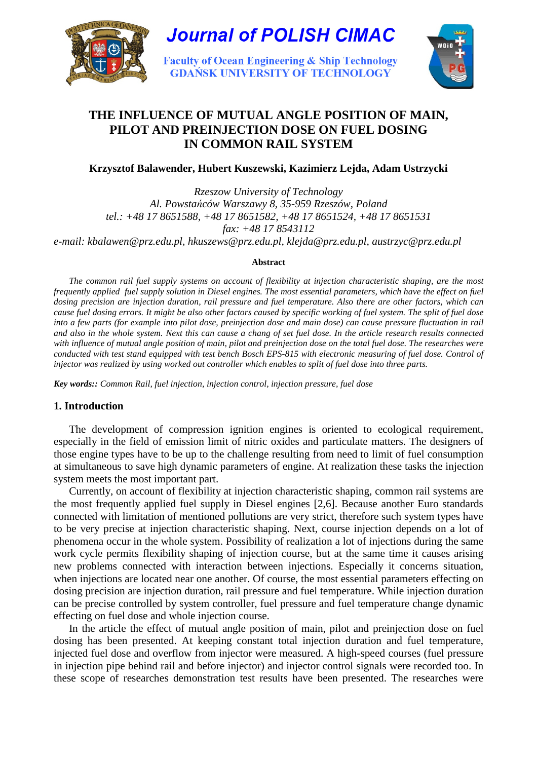# THE INFLUENCE OF MUTUAL ANGLE POSITION OF MAIN, PILOT AND PREINJECTION DOSE ON FUEL DOSING IN COMMON RAIL SYSTEM

**Krzysztof Balawender, Hubert Kuszewski, Kazimierz Lejda, Adam Ustrzycki**

*Rzeszow University of Technology*
*Al. Powstańców Warszawy 8, 35-959 Rzeszów, Poland*
*tel.: +48 17 8651588, +48 17 8651582, +48 17 8651524, +48 17 8651531*
*fax: +48 17 8543112*
*e-mail: kbalawen@prz.edu.pl, hkuszews@prz.edu.pl, klejda@prz.edu.pl, austrzyc@prz.edu.pl*

**Abstract**

*The common rail fuel supply systems on account of flexibility at injection characteristic shaping, are the most frequently applied fuel supply solution in Diesel engines. The most essential parameters, which have the effect on fuel dosing precision are injection duration, rail pressure and fuel temperature. Also there are other factors, which can cause fuel dosing errors. It might be also other factors caused by specific working of fuel system. The split of fuel dose into a few parts (for example into pilot dose, preinjection dose and main dose) can cause pressure fluctuation in rail and also in the whole system. Next this can cause a chang of set fuel dose. In the article research results connected with influence of mutual angle position of main, pilot and preinjection dose on the total fuel dose. The researches were conducted with test stand equipped with test bench Bosch EPS-815 with electronic measuring of fuel dose. Control of injector was realized by using worked out controller which enables to split of fuel dose into three parts.*

***Key words::*** *Common Rail, fuel injection, injection control, injection pressure, fuel dose*

## 1. Introduction

The development of compression ignition engines is oriented to ecological requirement, especially in the field of emission limit of nitric oxides and particulate matters. The designers of those engine types have to be up to the challenge resulting from need to limit of fuel consumption at simultaneous to save high dynamic parameters of engine. At realization these tasks the injection system meets the most important part.

Currently, on account of flexibility at injection characteristic shaping, common rail systems are the most frequently applied fuel supply in Diesel engines [2,6]. Because another Euro standards connected with limitation of mentioned pollutions are very strict, therefore such system types have to be very precise at injection characteristic shaping. Next, course injection depends on a lot of phenomena occur in the whole system. Possibility of realization a lot of injections during the same work cycle permits flexibility shaping of injection course, but at the same time it causes arising new problems connected with interaction between injections. Especially it concerns situation, when injections are located near one another. Of course, the most essential parameters effecting on dosing precision are injection duration, rail pressure and fuel temperature. While injection duration can be precise controlled by system controller, fuel pressure and fuel temperature change dynamic effecting on fuel dose and whole injection course.

In the article the effect of mutual angle position of main, pilot and preinjection dose on fuel dosing has been presented. At keeping constant total injection duration and fuel temperature, injected fuel dose and overflow from injector were measured. A high-speed courses (fuel pressure in injection pipe behind rail and before injector) and injector control signals were recorded too. In these scope of researches demonstration test results have been presented. The researches were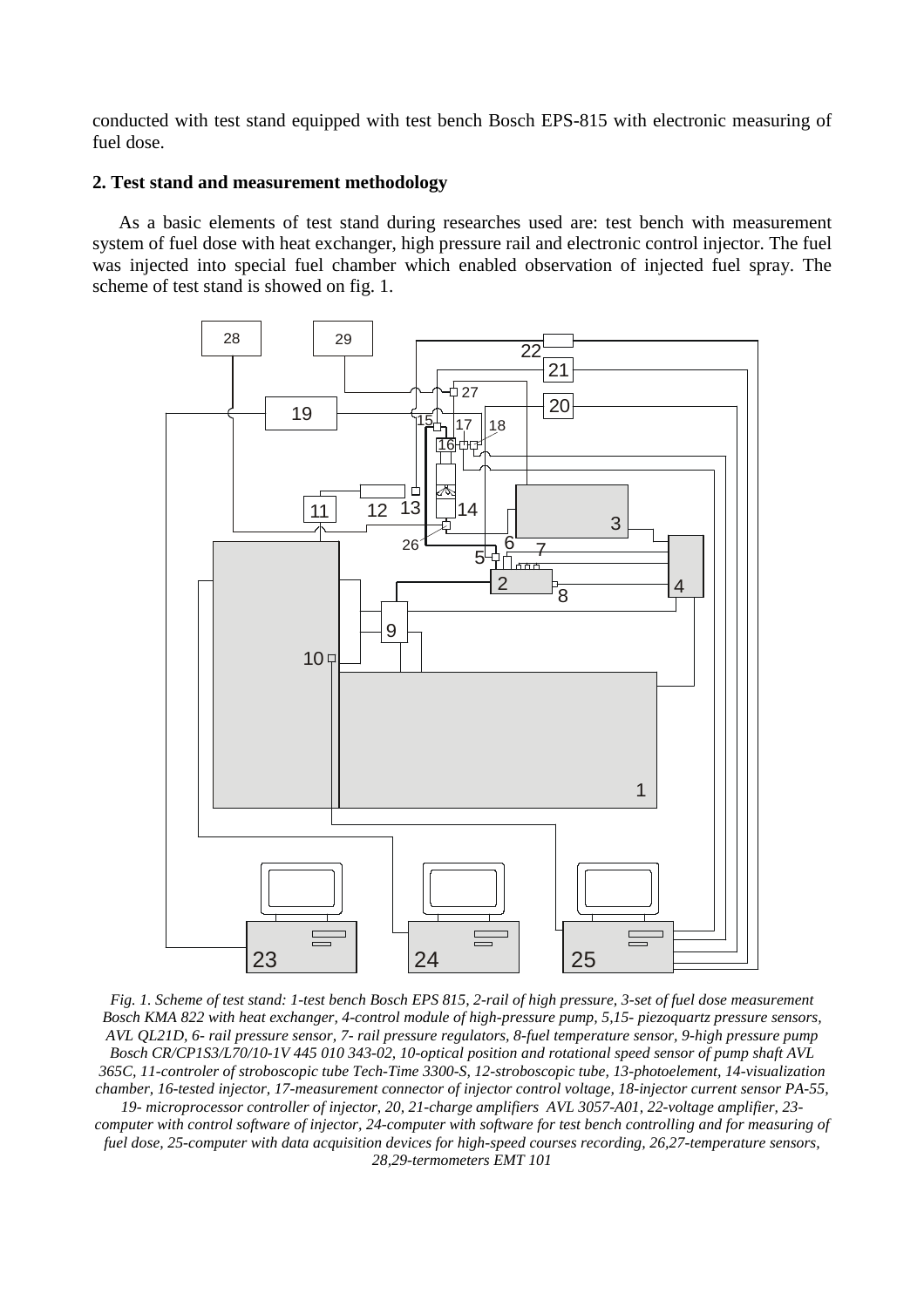conducted with test stand equipped with test bench Bosch EPS-815 with electronic measuring of fuel dose.

## 2. Test stand and measurement methodology

As a basic elements of test stand during researches used are: test bench with measurement system of fuel dose with heat exchanger, high pressure rail and electronic control injector. The fuel was injected into special fuel chamber which enabled observation of injected fuel spray. The scheme of test stand is showed on fig. 1.

*Fig. 1. Scheme of test stand: 1-test bench Bosch EPS 815, 2-rail of high pressure, 3-set of fuel dose measurement Bosch KMA 822 with heat exchanger, 4-control module of high-pressure pump, 5,15- piezoquartz pressure sensors, AVL QL21D, 6- rail pressure sensor, 7- rail pressure regulators, 8-fuel temperature sensor, 9-high pressure pump Bosch CR/CP1S3/L70/10-1V 445 010 343-02, 10-optical position and rotational speed sensor of pump shaft AVL 365C, 11-controler of stroboscopic tube Tech-Time 3300-S, 12-stroboscopic tube, 13-photoelement, 14-visualization chamber, 16-tested injector, 17-measurement connector of injector control voltage, 18-injector current sensor PA-55, 19- microprocessor controller of injector, 20, 21-charge amplifiers AVL 3057-A01, 22-voltage amplifier, 23-computer with control software of injector, 24-computer with software for test bench controlling and for measuring of fuel dose, 25-computer with data acquisition devices for high-speed courses recording, 26,27-temperature sensors, 28,29-termometers EMT 101*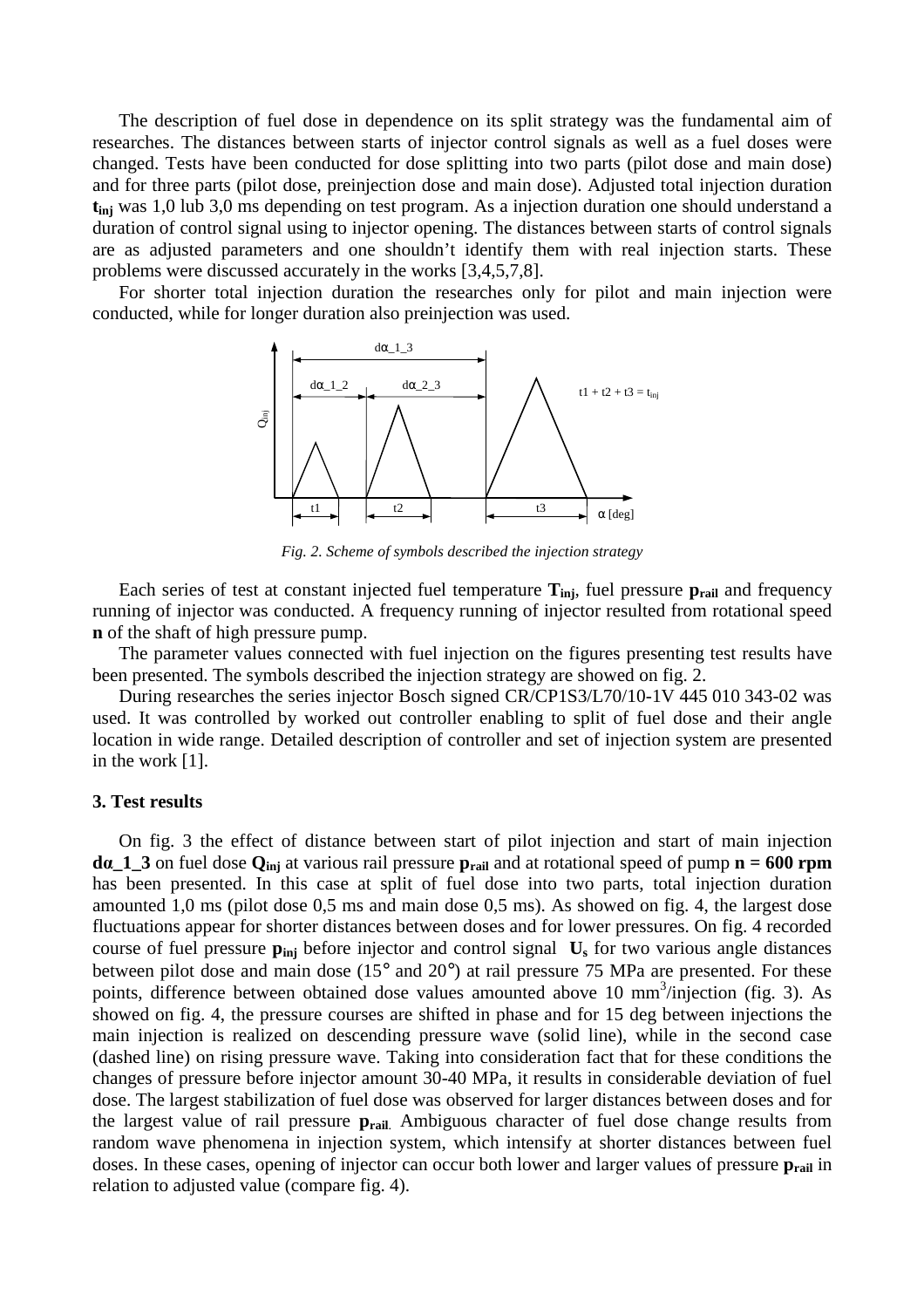The description of fuel dose in dependence on its split strategy was the fundamental aim of researches. The distances between starts of injector control signals as well as a fuel doses were changed. Tests have been conducted for dose splitting into two parts (pilot dose and main dose) and for three parts (pilot dose, preinjection dose and main dose). Adjusted total injection duration $\mathbf{t_{inj}}$ was 1,0 lub 3,0 ms depending on test program. As a injection duration one should understand a duration of control signal using to injector opening. The distances between starts of control signals are as adjusted parameters and one shouldn't identify them with real injection starts. These problems were discussed accurately in the works [3,4,5,7,8].

For shorter total injection duration the researches only for pilot and main injection were conducted, while for longer duration also preinjection was used.

*Fig. 2. Scheme of symbols described the injection strategy*

Each series of test at constant injected fuel temperature $\mathbf{T_{inj}}$, fuel pressure $\mathbf{p_{rail}}$ and frequency running of injector was conducted. A frequency running of injector resulted from rotational speed **n** of the shaft of high pressure pump.

The parameter values connected with fuel injection on the figures presenting test results have been presented. The symbols described the injection strategy are showed on fig. 2.

During researches the series injector Bosch signed CR/CP1S3/L70/10-1V 445 010 343-02 was used. It was controlled by worked out controller enabling to split of fuel dose and their angle location in wide range. Detailed description of controller and set of injection system are presented in the work [1].

### 3. Test results

On fig. 3 the effect of distance between start of pilot injection and start of main injection **dα_1_3** on fuel dose $\mathbf{Q_{inj}}$ at various rail pressure $\mathbf{p_{rail}}$ and at rotational speed of pump **n = 600 rpm** has been presented. In this case at split of fuel dose into two parts, total injection duration amounted 1,0 ms (pilot dose 0,5 ms and main dose 0,5 ms). As showed on fig. 4, the largest dose fluctuations appear for shorter distances between doses and for lower pressures. On fig. 4 recorded course of fuel pressure $\mathbf{p_{inj}}$ before injector and control signal $\mathbf{U_s}$ for two various angle distances between pilot dose and main dose (15° and 20°) at rail pressure 75 MPa are presented. For these points, difference between obtained dose values amounted above 10 mm$^3$/injection (fig. 3). As showed on fig. 4, the pressure courses are shifted in phase and for 15 deg between injections the main injection is realized on descending pressure wave (solid line), while in the second case (dashed line) on rising pressure wave. Taking into consideration fact that for these conditions the changes of pressure before injector amount 30-40 MPa, it results in considerable deviation of fuel dose. The largest stabilization of fuel dose was observed for larger distances between doses and for the largest value of rail pressure $\mathbf{p_{rail}}$. Ambiguous character of fuel dose change results from random wave phenomena in injection system, which intensify at shorter distances between fuel doses. In these cases, opening of injector can occur both lower and larger values of pressure $\mathbf{p_{rail}}$ in relation to adjusted value (compare fig. 4).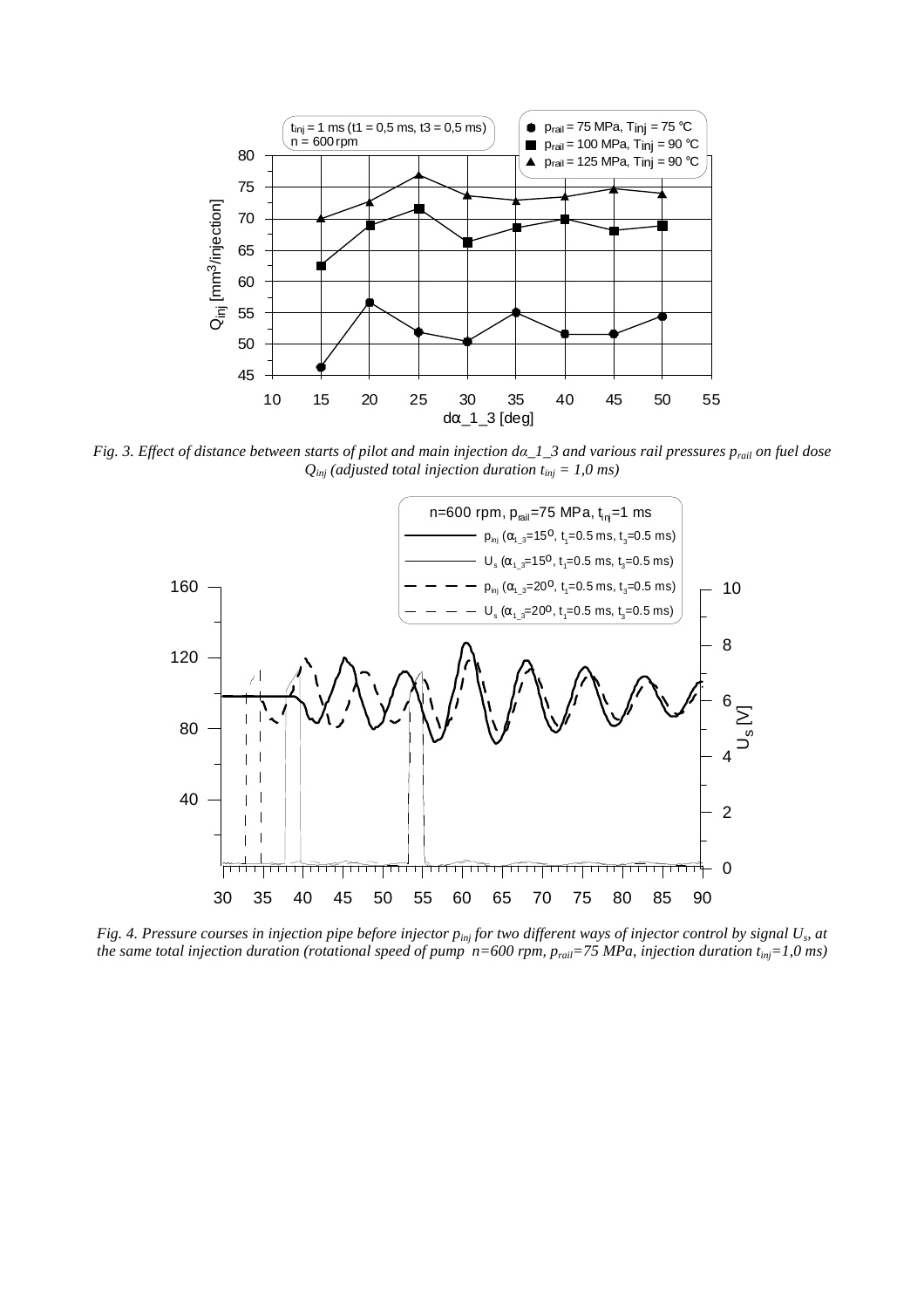*Fig. 3. Effect of distance between starts of pilot and main injection $d\alpha\_1\_3$ and various rail pressures $p_{rail}$ on fuel dose $Q_{inj}$ (adjusted total injection duration $t_{inj} = 1{,}0$ ms)*

*Fig. 4. Pressure courses in injection pipe before injector $p_{inj}$ for two different ways of injector control by signal $U_s$, at the same total injection duration (rotational speed of pump $n=600$ rpm, $p_{rail}=75$ MPa, injection duration $t_{inj}=1{,}0$ ms)*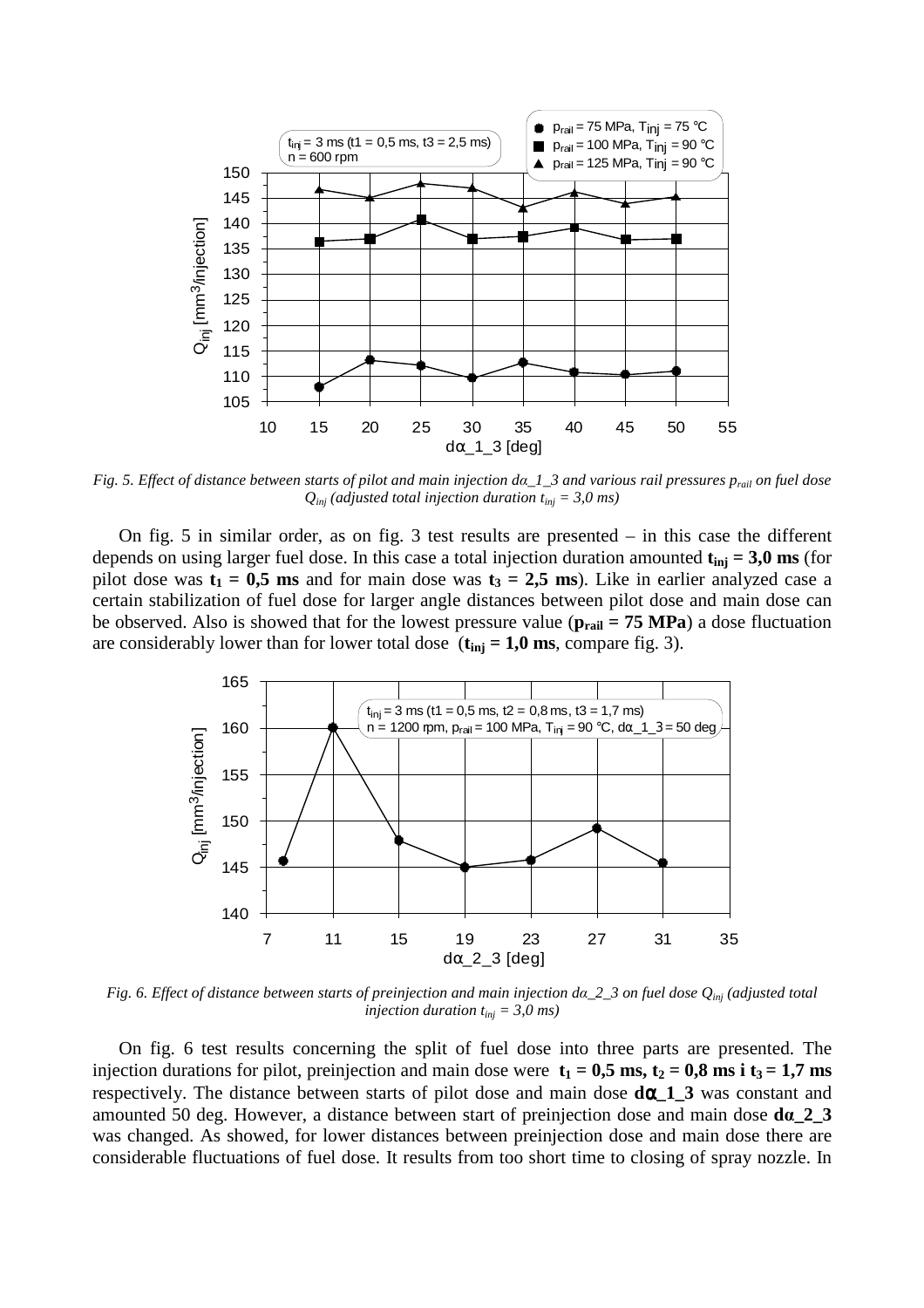*Fig. 5. Effect of distance between starts of pilot and main injection $d\alpha\_1\_3$ and various rail pressures $p_{rail}$ on fuel dose $Q_{inj}$ (adjusted total injection duration $t_{inj} = 3{,}0$ ms)*

On fig. 5 in similar order, as on fig. 3 test results are presented – in this case the different depends on using larger fuel dose. In this case a total injection duration amounted $\mathbf{t_{inj} = 3{,}0}$ **ms** (for pilot dose was $\mathbf{t_1 = 0{,}5}$ **ms** and for main dose was $\mathbf{t_3 = 2{,}5}$ **ms**). Like in earlier analyzed case a certain stabilization of fuel dose for larger angle distances between pilot dose and main dose can be observed. Also is showed that for the lowest pressure value ($\mathbf{p_{rail} = 75}$ **MPa**) a dose fluctuation are considerably lower than for lower total dose ($\mathbf{t_{inj} = 1{,}0}$ **ms**, compare fig. 3).

*Fig. 6. Effect of distance between starts of preinjection and main injection $d\alpha\_2\_3$ on fuel dose $Q_{inj}$ (adjusted total injection duration $t_{inj} = 3{,}0$ ms)*

On fig. 6 test results concerning the split of fuel dose into three parts are presented. The injection durations for pilot, preinjection and main dose were $\mathbf{t_1 = 0{,}5}$ **ms,** $\mathbf{t_2 = 0{,}8}$ **ms i** $\mathbf{t_3 = 1{,}7}$ **ms** respectively. The distance between starts of pilot dose and main dose **dα_1_3** was constant and amounted 50 deg. However, a distance between start of preinjection dose and main dose **dα_2_3** was changed. As showed, for lower distances between preinjection dose and main dose there are considerable fluctuations of fuel dose. It results from too short time to closing of spray nozzle. In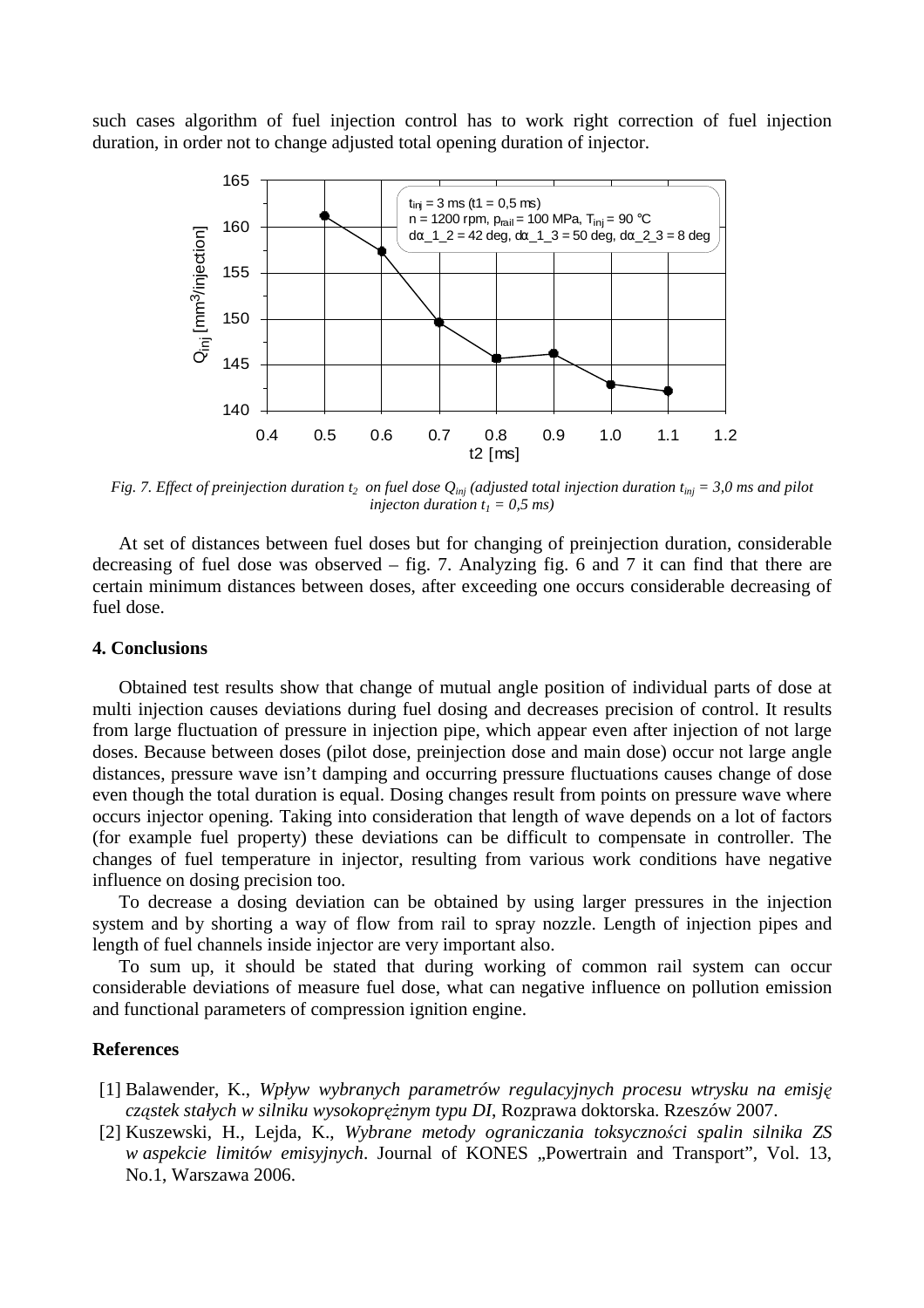such cases algorithm of fuel injection control has to work right correction of fuel injection duration, in order not to change adjusted total opening duration of injector.

*Fig. 7. Effect of preinjection duration $t_2$ on fuel dose $Q_{inj}$ (adjusted total injection duration $t_{inj}$ = 3,0 ms and pilot injecton duration $t_1$ = 0,5 ms)*

At set of distances between fuel doses but for changing of preinjection duration, considerable decreasing of fuel dose was observed – fig. 7. Analyzing fig. 6 and 7 it can find that there are certain minimum distances between doses, after exceeding one occurs considerable decreasing of fuel dose.

## 4. Conclusions

Obtained test results show that change of mutual angle position of individual parts of dose at multi injection causes deviations during fuel dosing and decreases precision of control. It results from large fluctuation of pressure in injection pipe, which appear even after injection of not large doses. Because between doses (pilot dose, preinjection dose and main dose) occur not large angle distances, pressure wave isn't damping and occurring pressure fluctuations causes change of dose even though the total duration is equal. Dosing changes result from points on pressure wave where occurs injector opening. Taking into consideration that length of wave depends on a lot of factors (for example fuel property) these deviations can be difficult to compensate in controller. The changes of fuel temperature in injector, resulting from various work conditions have negative influence on dosing precision too.

To decrease a dosing deviation can be obtained by using larger pressures in the injection system and by shorting a way of flow from rail to spray nozzle. Length of injection pipes and length of fuel channels inside injector are very important also.

To sum up, it should be stated that during working of common rail system can occur considerable deviations of measure fuel dose, what can negative influence on pollution emission and functional parameters of compression ignition engine.

## References

[1] Balawender, K., *Wpływ wybranych parametrów regulacyjnych procesu wtrysku na emisję cząstek stałych w silniku wysokoprężnym typu DI*, Rozprawa doktorska. Rzeszów 2007.

[2] Kuszewski, H., Lejda, K., *Wybrane metody ograniczania toksyczności spalin silnika ZS w aspekcie limitów emisyjnych*. Journal of KONES „Powertrain and Transport", Vol. 13, No.1, Warszawa 2006.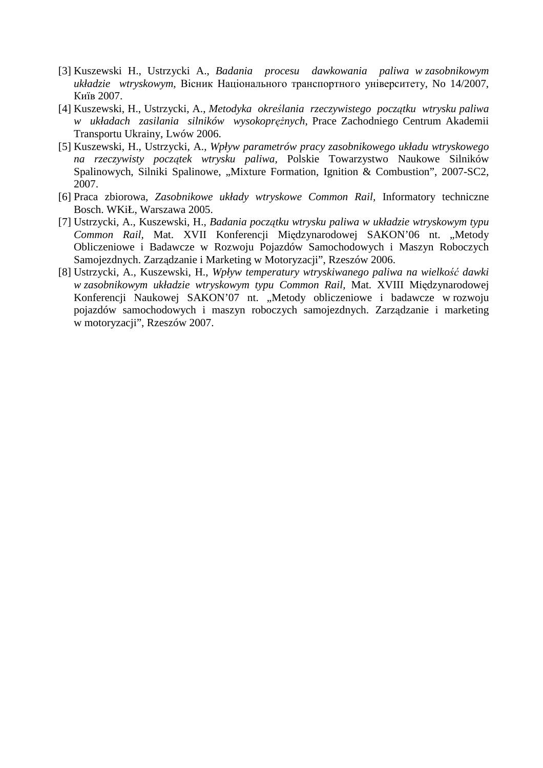[3] Kuszewski H., Ustrzycki A., *Badania procesu dawkowania paliwa w zasobnikowym układzie wtryskowym*, Вісник Національного транспортного університету, No 14/2007, Київ 2007.

[4] Kuszewski, H., Ustrzycki, A., *Metodyka określania rzeczywistego początku wtrysku paliwa w układach zasilania silników wysokoprężnych*, Prace Zachodniego Centrum Akademii Transportu Ukrainy, Lwów 2006.

[5] Kuszewski, H., Ustrzycki, A., *Wpływ parametrów pracy zasobnikowego układu wtryskowego na rzeczywisty początek wtrysku paliwa*, Polskie Towarzystwo Naukowe Silników Spalinowych, Silniki Spalinowe, „Mixture Formation, Ignition & Combustion", 2007-SC2, 2007.

[6] Praca zbiorowa, *Zasobnikowe układy wtryskowe Common Rail*, Informatory techniczne Bosch. WKiŁ, Warszawa 2005.

[7] Ustrzycki, A., Kuszewski, H., *Badania początku wtrysku paliwa w układzie wtryskowym typu Common Rail*, Mat. XVII Konferencji Międzynarodowej SAKON'06 nt. „Metody Obliczeniowe i Badawcze w Rozwoju Pojazdów Samochodowych i Maszyn Roboczych Samojezdnych. Zarządzanie i Marketing w Motoryzacji", Rzeszów 2006.

[8] Ustrzycki, A., Kuszewski, H., *Wpływ temperatury wtryskiwanego paliwa na wielkość dawki w zasobnikowym układzie wtryskowym typu Common Rail*, Mat. XVIII Międzynarodowej Konferencji Naukowej SAKON'07 nt. „Metody obliczeniowe i badawcze w rozwoju pojazdów samochodowych i maszyn roboczych samojezdnych. Zarządzanie i marketing w motoryzacji", Rzeszów 2007.